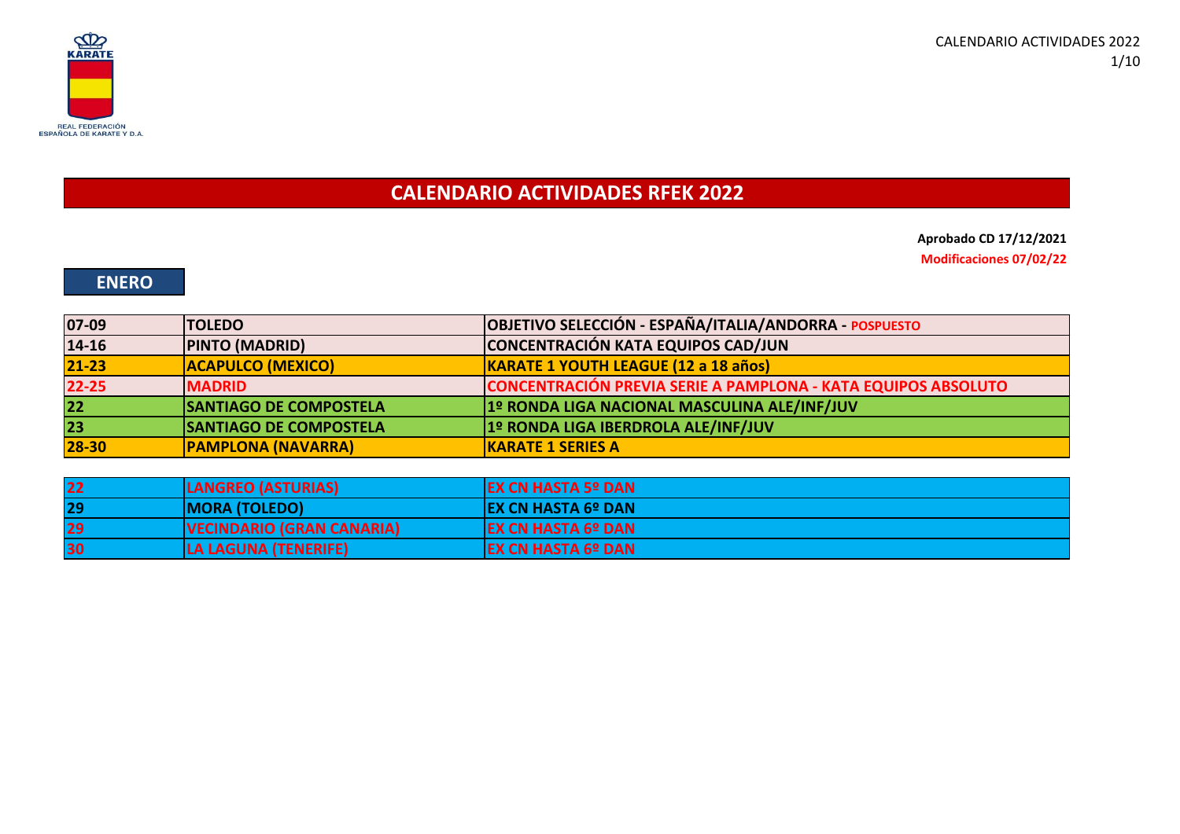# CALENDARIO ACTIVIDADES RFEK 2022

**Aprobado CD 17/12/2021**

**Modificaciones 07/02/22**

## ENERO

| | | |
|---|---|---|
| 07-09 | TOLEDO | OBJETIVO SELECCIÓN - ESPAÑA/ITALIA/ANDORRA - POSPUESTO |
| 14-16 | PINTO (MADRID) | CONCENTRACIÓN KATA EQUIPOS CAD/JUN |
| 21-23 | ACAPULCO (MEXICO) | KARATE 1 YOUTH LEAGUE (12 a 18 años) |
| 22-25 | MADRID | CONCENTRACIÓN PREVIA SERIE A PAMPLONA - KATA EQUIPOS ABSOLUTO |
| 22 | SANTIAGO DE COMPOSTELA | 1º RONDA LIGA NACIONAL MASCULINA ALE/INF/JUV |
| 23 | SANTIAGO DE COMPOSTELA | 1º RONDA LIGA IBERDROLA ALE/INF/JUV |
| 28-30 | PAMPLONA (NAVARRA) | KARATE 1 SERIES A |

| | | |
|---|---|---|
| 22 | LANGREO (ASTURIAS) | EX CN HASTA 5º DAN |
| 29 | MORA (TOLEDO) | EX CN HASTA 6º DAN |
| 29 | VECINDARIO (GRAN CANARIA) | EX CN HASTA 6º DAN |
| 30 | LA LAGUNA (TENERIFE) | EX CN HASTA 6º DAN |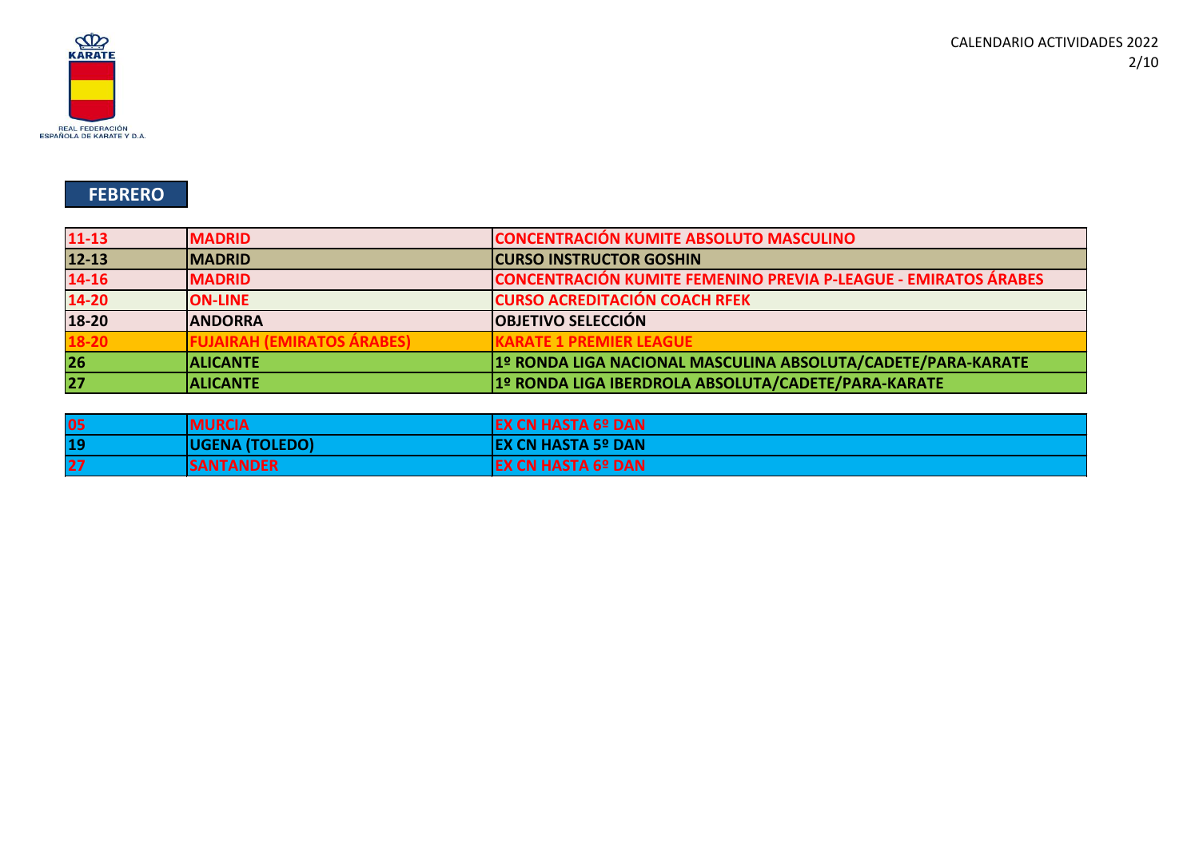## FEBRERO

| | | |
|---|---|---|
| 11-13 | MADRID | CONCENTRACIÓN KUMITE ABSOLUTO MASCULINO |
| 12-13 | MADRID | CURSO INSTRUCTOR GOSHIN |
| 14-16 | MADRID | CONCENTRACIÓN KUMITE FEMENINO PREVIA P-LEAGUE - EMIRATOS ÁRABES |
| 14-20 | ON-LINE | CURSO ACREDITACIÓN COACH RFEK |
| 18-20 | ANDORRA | OBJETIVO SELECCIÓN |
| 18-20 | FUJAIRAH (EMIRATOS ÁRABES) | KARATE 1 PREMIER LEAGUE |
| 26 | ALICANTE | 1º RONDA LIGA NACIONAL MASCULINA ABSOLUTA/CADETE/PARA-KARATE |
| 27 | ALICANTE | 1º RONDA LIGA IBERDROLA ABSOLUTA/CADETE/PARA-KARATE |

| | | |
|---|---|---|
| 05 | MURCIA | EX CN HASTA 6º DAN |
| 19 | UGENA (TOLEDO) | EX CN HASTA 5º DAN |
| 27 | SANTANDER | EX CN HASTA 6º DAN |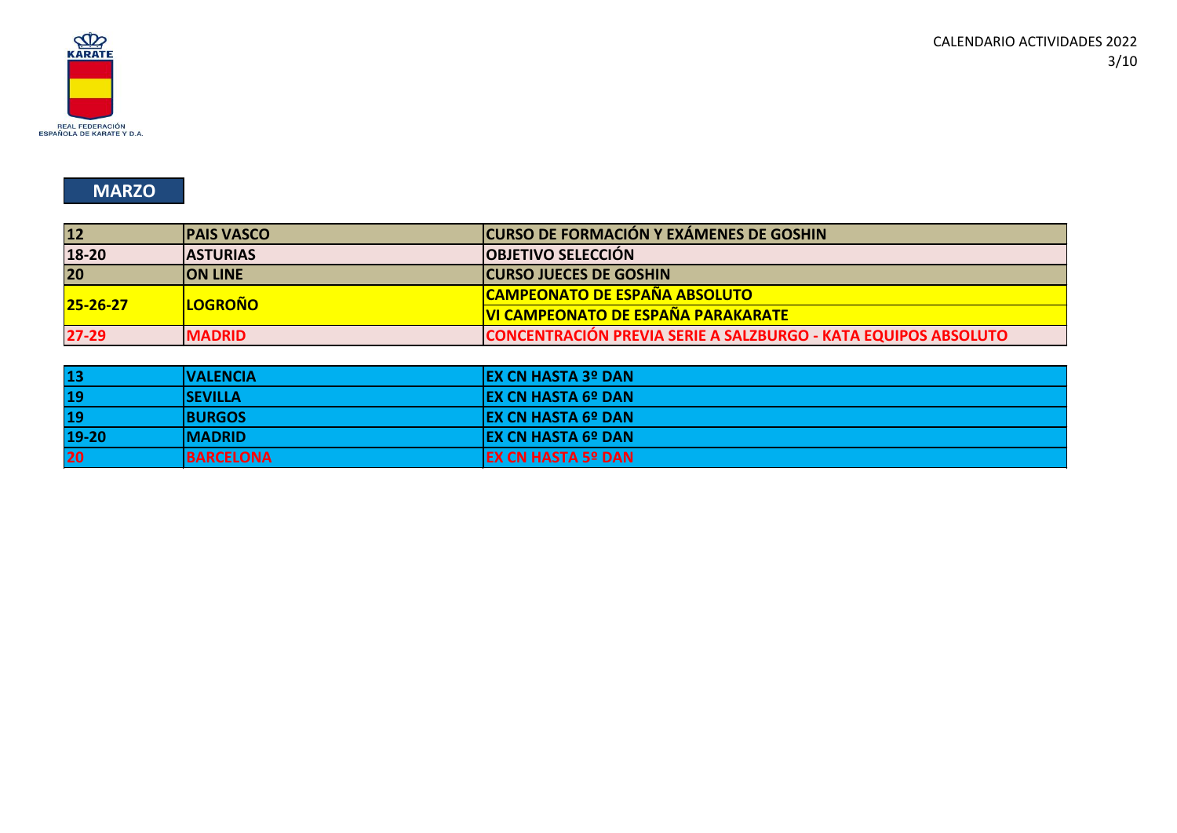## MARZO

| | | |
|---|---|---|
| **12** | **PAIS VASCO** | **CURSO DE FORMACIÓN Y EXÁMENES DE GOSHIN** |
| **18-20** | **ASTURIAS** | **OBJETIVO SELECCIÓN** |
| **20** | **ON LINE** | **CURSO JUECES DE GOSHIN** |
| **25-26-27** | **LOGROÑO** | **CAMPEONATO DE ESPAÑA ABSOLUTO** |
| | | **VI CAMPEONATO DE ESPAÑA PARAKARATE** |
| **27-29** | **MADRID** | **CONCENTRACIÓN PREVIA SERIE A SALZBURGO - KATA EQUIPOS ABSOLUTO** |

| | | |
|---|---|---|
| **13** | **VALENCIA** | **EX CN HASTA 3º DAN** |
| **19** | **SEVILLA** | **EX CN HASTA 6º DAN** |
| **19** | **BURGOS** | **EX CN HASTA 6º DAN** |
| **19-20** | **MADRID** | **EX CN HASTA 6º DAN** |
| **20** | **BARCELONA** | **EX CN HASTA 5º DAN** |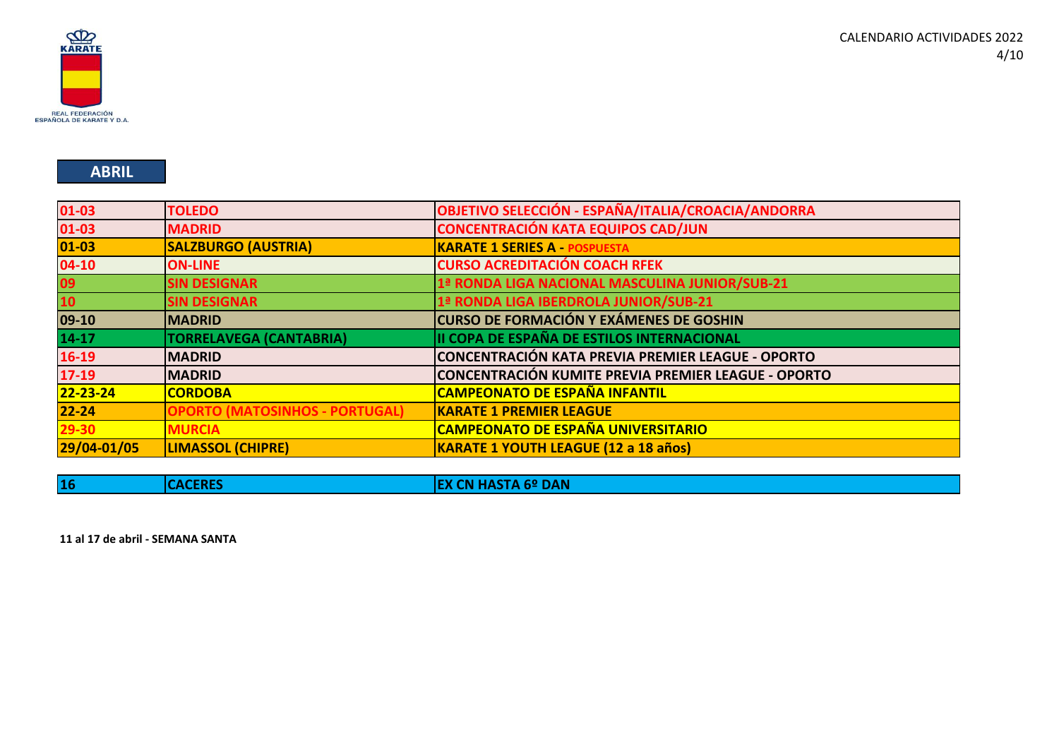## ABRIL

| | | |
|---|---|---|
| 01-03 | TOLEDO | OBJETIVO SELECCIÓN - ESPAÑA/ITALIA/CROACIA/ANDORRA |
| 01-03 | MADRID | CONCENTRACIÓN KATA EQUIPOS CAD/JUN |
| 01-03 | SALZBURGO (AUSTRIA) | KARATE 1 SERIES A - POSPUESTA |
| 04-10 | ON-LINE | CURSO ACREDITACIÓN COACH RFEK |
| 09 | SIN DESIGNAR | 1ª RONDA LIGA NACIONAL MASCULINA JUNIOR/SUB-21 |
| 10 | SIN DESIGNAR | 1ª RONDA LIGA IBERDROLA JUNIOR/SUB-21 |
| 09-10 | MADRID | CURSO DE FORMACIÓN Y EXÁMENES DE GOSHIN |
| 14-17 | TORRELAVEGA (CANTABRIA) | II COPA DE ESPAÑA DE ESTILOS INTERNACIONAL |
| 16-19 | MADRID | CONCENTRACIÓN KATA PREVIA PREMIER LEAGUE - OPORTO |
| 17-19 | MADRID | CONCENTRACIÓN KUMITE PREVIA PREMIER LEAGUE - OPORTO |
| 22-23-24 | CORDOBA | CAMPEONATO DE ESPAÑA INFANTIL |
| 22-24 | OPORTO (MATOSINHOS - PORTUGAL) | KARATE 1 PREMIER LEAGUE |
| 29-30 | MURCIA | CAMPEONATO DE ESPAÑA UNIVERSITARIO |
| 29/04-01/05 | LIMASSOL (CHIPRE) | KARATE 1 YOUTH LEAGUE (12 a 18 años) |

| | | |
|---|---|---|
| 16 | CACERES | EX CN HASTA 6º DAN |

**11 al 17 de abril - SEMANA SANTA**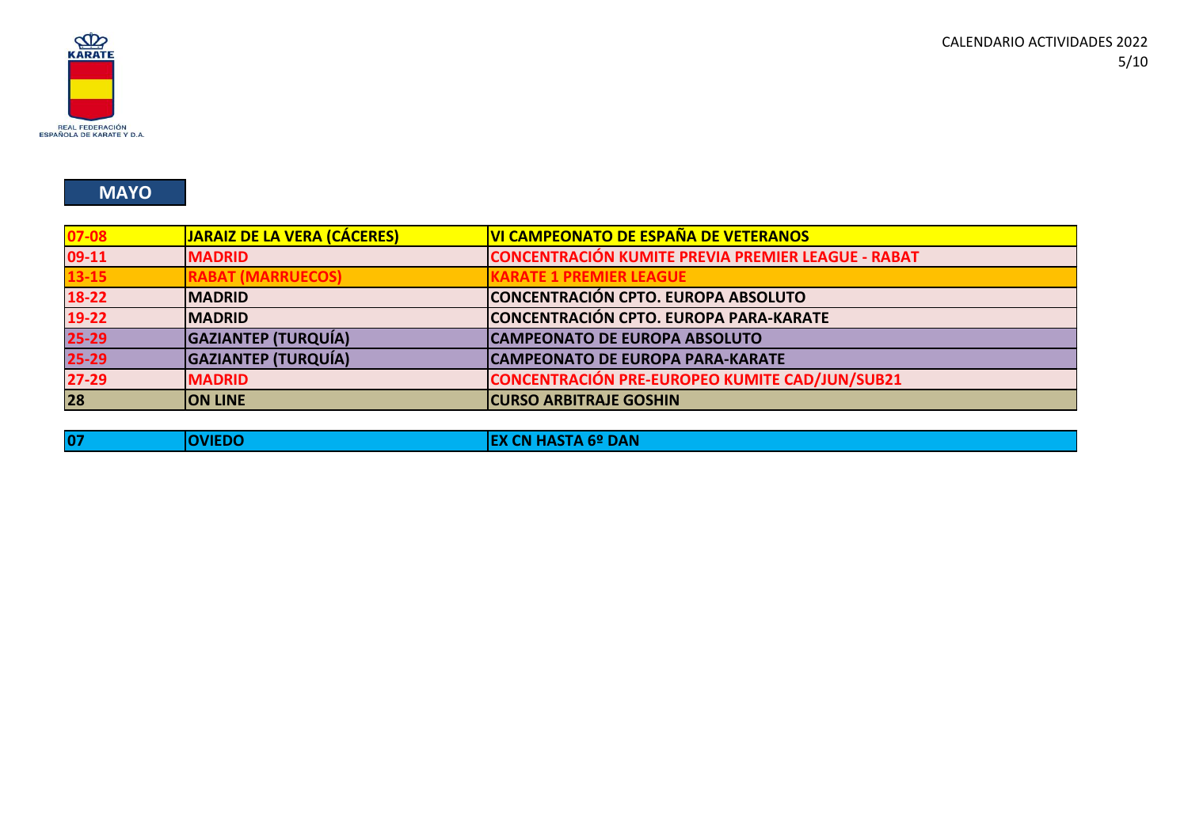REAL FEDERACIÓN ESPAÑOLA DE KARATE Y D.A.

CALENDARIO ACTIVIDADES 2022

## MAYO

| | | |
|---|---|---|
| **07-08** | **JARAIZ DE LA VERA (CÁCERES)** | **VI CAMPEONATO DE ESPAÑA DE VETERANOS** |
| **09-11** | **MADRID** | **CONCENTRACIÓN KUMITE PREVIA PREMIER LEAGUE - RABAT** |
| **13-15** | **RABAT (MARRUECOS)** | **KARATE 1 PREMIER LEAGUE** |
| **18-22** | **MADRID** | **CONCENTRACIÓN CPTO. EUROPA ABSOLUTO** |
| **19-22** | **MADRID** | **CONCENTRACIÓN CPTO. EUROPA PARA-KARATE** |
| **25-29** | **GAZIANTEP (TURQUÍA)** | **CAMPEONATO DE EUROPA ABSOLUTO** |
| **25-29** | **GAZIANTEP (TURQUÍA)** | **CAMPEONATO DE EUROPA PARA-KARATE** |
| **27-29** | **MADRID** | **CONCENTRACIÓN PRE-EUROPEO KUMITE CAD/JUN/SUB21** |
| **28** | **ON LINE** | **CURSO ARBITRAJE GOSHIN** |

| | | |
|---|---|---|
| **07** | **OVIEDO** | **EX CN HASTA 6º DAN** |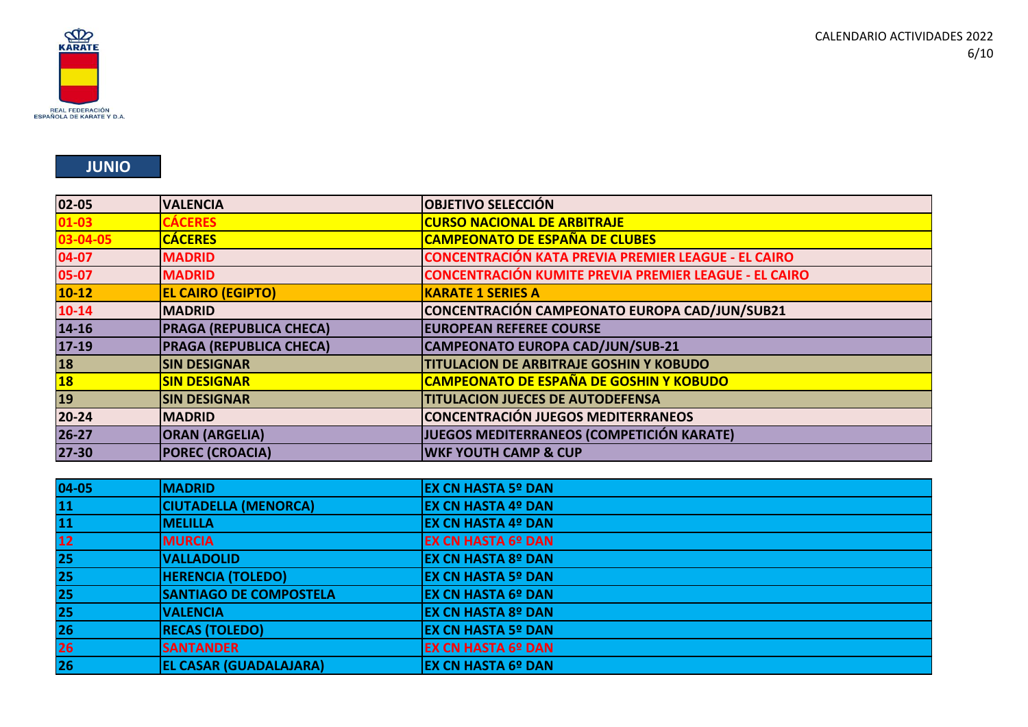## JUNIO

| | | |
|---|---|---|
| 02-05 | VALENCIA | OBJETIVO SELECCIÓN |
| 01-03 | CÁCERES | CURSO NACIONAL DE ARBITRAJE |
| 03-04-05 | CÁCERES | CAMPEONATO DE ESPAÑA DE CLUBES |
| 04-07 | MADRID | CONCENTRACIÓN KATA PREVIA PREMIER LEAGUE - EL CAIRO |
| 05-07 | MADRID | CONCENTRACIÓN KUMITE PREVIA PREMIER LEAGUE - EL CAIRO |
| 10-12 | EL CAIRO (EGIPTO) | KARATE 1 SERIES A |
| 10-14 | MADRID | CONCENTRACIÓN CAMPEONATO EUROPA CAD/JUN/SUB21 |
| 14-16 | PRAGA (REPUBLICA CHECA) | EUROPEAN REFEREE COURSE |
| 17-19 | PRAGA (REPUBLICA CHECA) | CAMPEONATO EUROPA CAD/JUN/SUB-21 |
| 18 | SIN DESIGNAR | TITULACION DE ARBITRAJE GOSHIN Y KOBUDO |
| 18 | SIN DESIGNAR | CAMPEONATO DE ESPAÑA DE GOSHIN Y KOBUDO |
| 19 | SIN DESIGNAR | TITULACION JUECES DE AUTODEFENSA |
| 20-24 | MADRID | CONCENTRACIÓN JUEGOS MEDITERRANEOS |
| 26-27 | ORAN (ARGELIA) | JUEGOS MEDITERRANEOS (COMPETICIÓN KARATE) |
| 27-30 | POREC (CROACIA) | WKF YOUTH CAMP & CUP |

| | | |
|---|---|---|
| 04-05 | MADRID | EX CN HASTA 5º DAN |
| 11 | CIUTADELLA (MENORCA) | EX CN HASTA 4º DAN |
| 11 | MELILLA | EX CN HASTA 4º DAN |
| 12 | MURCIA | EX CN HASTA 6º DAN |
| 25 | VALLADOLID | EX CN HASTA 8º DAN |
| 25 | HERENCIA (TOLEDO) | EX CN HASTA 5º DAN |
| 25 | SANTIAGO DE COMPOSTELA | EX CN HASTA 6º DAN |
| 25 | VALENCIA | EX CN HASTA 8º DAN |
| 26 | RECAS (TOLEDO) | EX CN HASTA 5º DAN |
| 26 | SANTANDER | EX CN HASTA 6º DAN |
| 26 | EL CASAR (GUADALAJARA) | EX CN HASTA 6º DAN |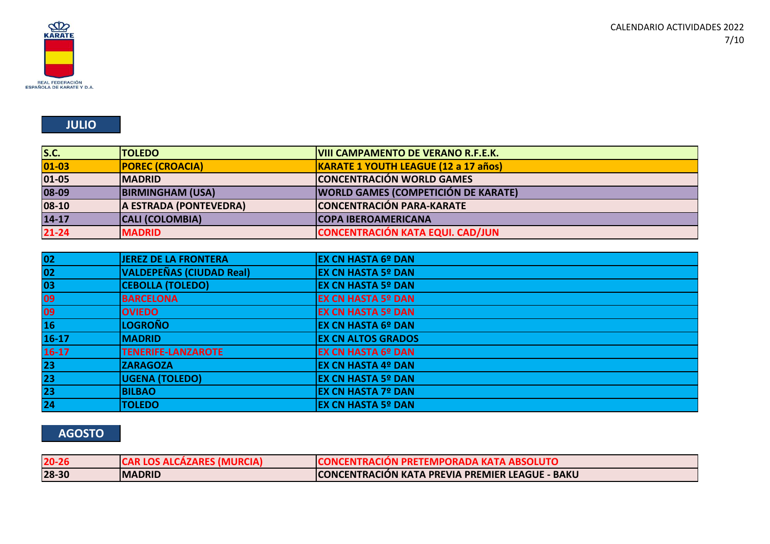REAL FEDERACIÓN ESPAÑOLA DE KARATE Y D.A.

CALENDARIO ACTIVIDADES 2022

## JULIO

| | | |
|---|---|---|
| S.C. | TOLEDO | VIII CAMPAMENTO DE VERANO R.F.E.K. |
| 01-03 | POREC (CROACIA) | KARATE 1 YOUTH LEAGUE (12 a 17 años) |
| 01-05 | MADRID | CONCENTRACIÓN WORLD GAMES |
| 08-09 | BIRMINGHAM (USA) | WORLD GAMES (COMPETICIÓN DE KARATE) |
| 08-10 | A ESTRADA (PONTEVEDRA) | CONCENTRACIÓN PARA-KARATE |
| 14-17 | CALI (COLOMBIA) | COPA IBEROAMERICANA |
| 21-24 | MADRID | CONCENTRACIÓN KATA EQUI. CAD/JUN |

| | | |
|---|---|---|
| 02 | JEREZ DE LA FRONTERA | EX CN HASTA 6º DAN |
| 02 | VALDEPEÑAS (CIUDAD Real) | EX CN HASTA 5º DAN |
| 03 | CEBOLLA (TOLEDO) | EX CN HASTA 5º DAN |
| 09 | BARCELONA | EX CN HASTA 5º DAN |
| 09 | OVIEDO | EX CN HASTA 5º DAN |
| 16 | LOGROÑO | EX CN HASTA 6º DAN |
| 16-17 | MADRID | EX CN ALTOS GRADOS |
| 16-17 | TENERIFE-LANZAROTE | EX CN HASTA 6º DAN |
| 23 | ZARAGOZA | EX CN HASTA 4º DAN |
| 23 | UGENA (TOLEDO) | EX CN HASTA 5º DAN |
| 23 | BILBAO | EX CN HASTA 7º DAN |
| 24 | TOLEDO | EX CN HASTA 5º DAN |

## AGOSTO

| | | |
|---|---|---|
| 20-26 | CAR LOS ALCÁZARES (MURCIA) | CONCENTRACIÓN PRETEMPORADA KATA ABSOLUTO |
| 28-30 | MADRID | CONCENTRACIÓN KATA PREVIA PREMIER LEAGUE - BAKU |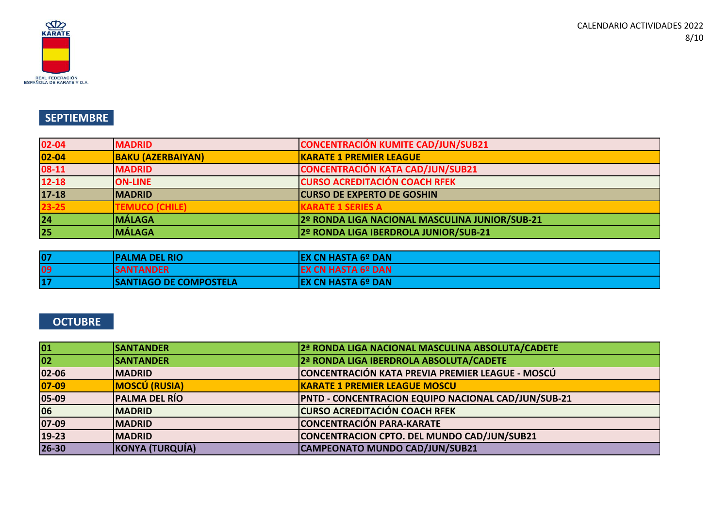REAL FEDERACIÓN ESPAÑOLA DE KARATE Y D.A.

CALENDARIO ACTIVIDADES 2022

## SEPTIEMBRE

| | | |
|---|---|---|
| 02-04 | MADRID | CONCENTRACIÓN KUMITE CAD/JUN/SUB21 |
| 02-04 | BAKU (AZERBAIYAN) | KARATE 1 PREMIER LEAGUE |
| 08-11 | MADRID | CONCENTRACIÓN KATA CAD/JUN/SUB21 |
| 12-18 | ON-LINE | CURSO ACREDITACIÓN COACH RFEK |
| 17-18 | MADRID | CURSO DE EXPERTO DE GOSHIN |
| 23-25 | TEMUCO (CHILE) | KARATE 1 SERIES A |
| 24 | MÁLAGA | 2º RONDA LIGA NACIONAL MASCULINA JUNIOR/SUB-21 |
| 25 | MÁLAGA | 2º RONDA LIGA IBERDROLA JUNIOR/SUB-21 |

| | | |
|---|---|---|
| 07 | PALMA DEL RIO | EX CN HASTA 6º DAN |
| 09 | SANTANDER | EX CN HASTA 6º DAN |
| 17 | SANTIAGO DE COMPOSTELA | EX CN HASTA 6º DAN |

## OCTUBRE

| | | |
|---|---|---|
| 01 | SANTANDER | 2ª RONDA LIGA NACIONAL MASCULINA ABSOLUTA/CADETE |
| 02 | SANTANDER | 2ª RONDA LIGA IBERDROLA ABSOLUTA/CADETE |
| 02-06 | MADRID | CONCENTRACIÓN KATA PREVIA PREMIER LEAGUE - MOSCÚ |
| 07-09 | MOSCÚ (RUSIA) | KARATE 1 PREMIER LEAGUE MOSCU |
| 05-09 | PALMA DEL RÍO | PNTD - CONCENTRACION EQUIPO NACIONAL CAD/JUN/SUB-21 |
| 06 | MADRID | CURSO ACREDITACIÓN COACH RFEK |
| 07-09 | MADRID | CONCENTRACIÓN PARA-KARATE |
| 19-23 | MADRID | CONCENTRACION CPTO. DEL MUNDO CAD/JUN/SUB21 |
| 26-30 | KONYA (TURQUÍA) | CAMPEONATO MUNDO CAD/JUN/SUB21 |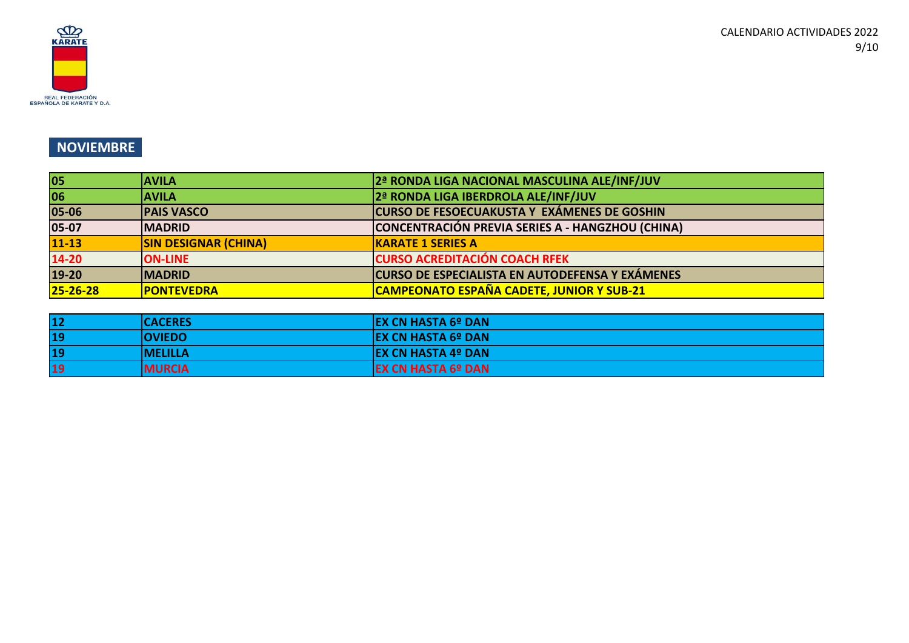## NOVIEMBRE

| | | |
|---|---|---|
| 05 | AVILA | 2ª RONDA LIGA NACIONAL MASCULINA ALE/INF/JUV |
| 06 | AVILA | 2ª RONDA LIGA IBERDROLA ALE/INF/JUV |
| 05-06 | PAIS VASCO | CURSO DE FESOECUAKUSTA Y EXÁMENES DE GOSHIN |
| 05-07 | MADRID | CONCENTRACIÓN PREVIA SERIES A - HANGZHOU (CHINA) |
| 11-13 | SIN DESIGNAR (CHINA) | KARATE 1 SERIES A |
| 14-20 | ON-LINE | CURSO ACREDITACIÓN COACH RFEK |
| 19-20 | MADRID | CURSO DE ESPECIALISTA EN AUTODEFENSA Y EXÁMENES |
| 25-26-28 | PONTEVEDRA | CAMPEONATO ESPAÑA CADETE, JUNIOR Y SUB-21 |

| | | |
|---|---|---|
| 12 | CACERES | EX CN HASTA 6º DAN |
| 19 | OVIEDO | EX CN HASTA 6º DAN |
| 19 | MELILLA | EX CN HASTA 4º DAN |
| 19 | MURCIA | EX CN HASTA 6º DAN |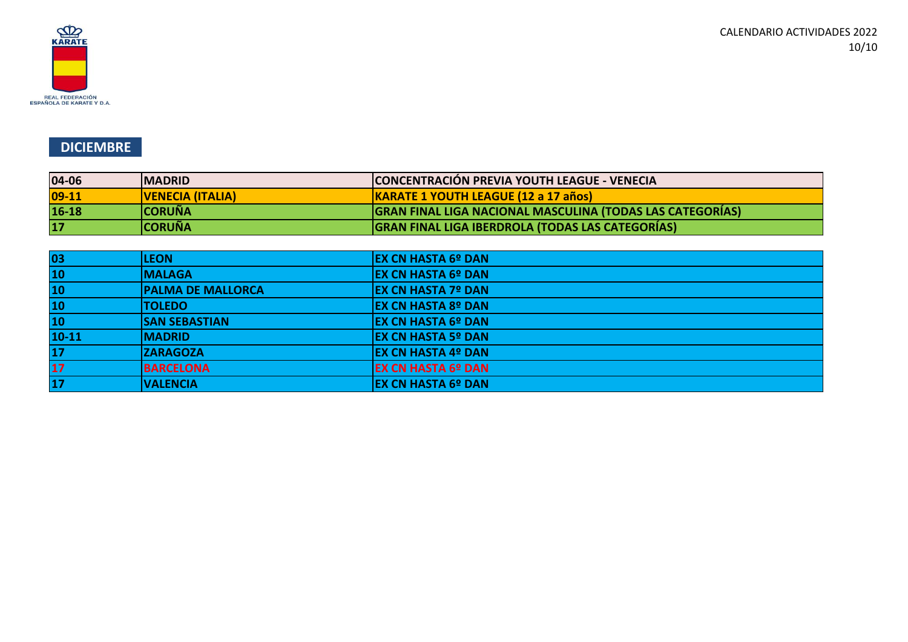## DICIEMBRE

| | | |
|---|---|---|
| 04-06 | MADRID | CONCENTRACIÓN PREVIA YOUTH LEAGUE - VENECIA |
| 09-11 | VENECIA (ITALIA) | KARATE 1 YOUTH LEAGUE (12 a 17 años) |
| 16-18 | CORUÑA | GRAN FINAL LIGA NACIONAL MASCULINA (TODAS LAS CATEGORÍAS) |
| 17 | CORUÑA | GRAN FINAL LIGA IBERDROLA (TODAS LAS CATEGORÍAS) |

| | | |
|---|---|---|
| 03 | LEON | EX CN HASTA 6º DAN |
| 10 | MALAGA | EX CN HASTA 6º DAN |
| 10 | PALMA DE MALLORCA | EX CN HASTA 7º DAN |
| 10 | TOLEDO | EX CN HASTA 8º DAN |
| 10 | SAN SEBASTIAN | EX CN HASTA 6º DAN |
| 10-11 | MADRID | EX CN HASTA 5º DAN |
| 17 | ZARAGOZA | EX CN HASTA 4º DAN |
| 17 | BARCELONA | EX CN HASTA 6º DAN |
| 17 | VALENCIA | EX CN HASTA 6º DAN |